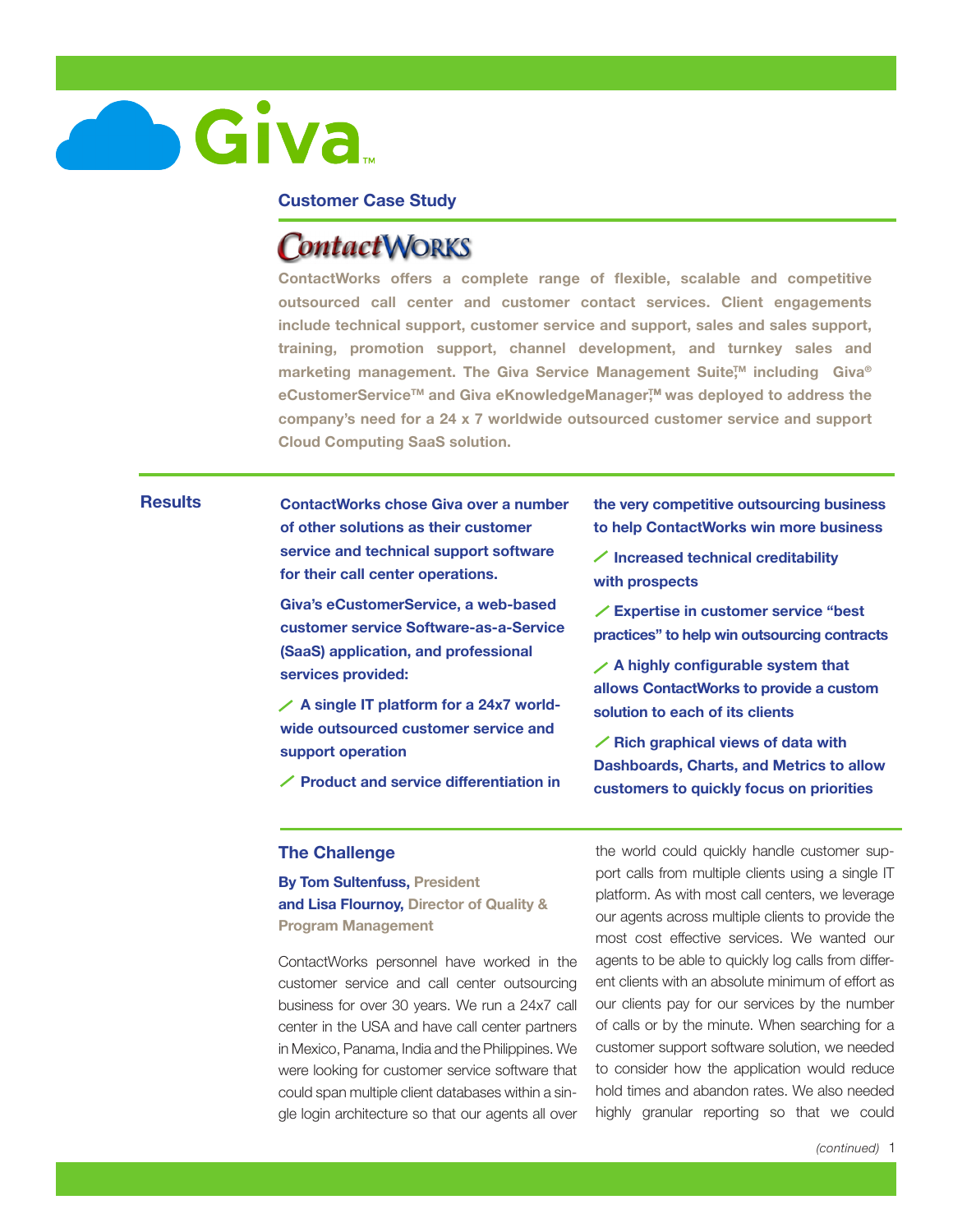Giva™

**Customer Case Study**

# ContactWorks

**ContactWorks offers a complete range of flexible, scalable and competitive outsourced call center and customer contact services. Client engagements include technical support, customer service and support, sales and sales support, training, promotion support, channel development, and turnkey sales and marketing management. The Giva Service Management Suite,™ including Giva® eCustomerService™ and Giva eKnowledgeManager,™ was deployed to address the company's need for a 24 x 7 worldwide outsourced customer service and support Cloud Computing SaaS solution.**

## Results

**ContactWorks chose Giva over a number of other solutions as their customer service and technical support software for their call center operations.**

**Giva's eCustomerService, a web-based customer service Software-as-a-Service (SaaS) application, and professional services provided:**

- **A single IT platform for a 24x7 world-wide outsourced customer service and support operation**
- **Product and service differentiation in the very competitive outsourcing business to help ContactWorks win more business**
- **Increased technical creditability with prospects**
- **Expertise in customer service "best practices" to help win outsourcing contracts**
- **A highly configurable system that allows ContactWorks to provide a custom solution to each of its clients**
- **Rich graphical views of data with Dashboards, Charts, and Metrics to allow customers to quickly focus on priorities**

## The Challenge

**By Tom Sultenfuss, President**
**and Lisa Flournoy, Director of Quality & Program Management**

ContactWorks personnel have worked in the customer service and call center outsourcing business for over 30 years. We run a 24x7 call center in the USA and have call center partners in Mexico, Panama, India and the Philippines. We were looking for customer service software that could span multiple client databases within a single login architecture so that our agents all over the world could quickly handle customer support calls from multiple clients using a single IT platform. As with most call centers, we leverage our agents across multiple clients to provide the most cost effective services. We wanted our agents to be able to quickly log calls from different clients with an absolute minimum of effort as our clients pay for our services by the number of calls or by the minute. When searching for a customer support software solution, we needed to consider how the application would reduce hold times and abandon rates. We also needed highly granular reporting so that we could

*(continued)*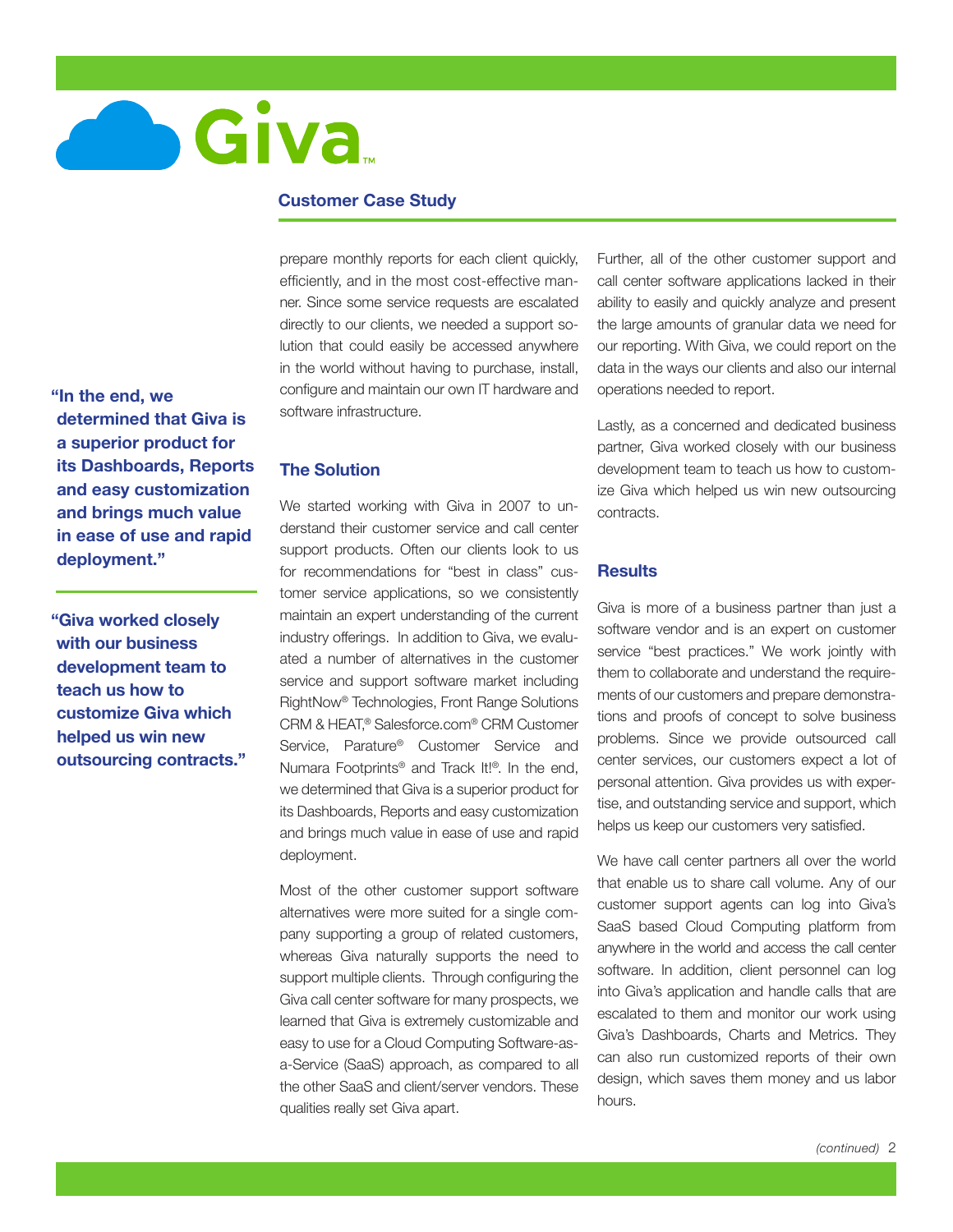**Customer Case Study**

prepare monthly reports for each client quickly, efficiently, and in the most cost-effective manner. Since some service requests are escalated directly to our clients, we needed a support solution that could easily be accessed anywhere in the world without having to purchase, install, configure and maintain our own IT hardware and software infrastructure.

**"In the end, we determined that Giva is a superior product for its Dashboards, Reports and easy customization and brings much value in ease of use and rapid deployment."**

**"Giva worked closely with our business development team to teach us how to customize Giva which helped us win new outsourcing contracts."**

## The Solution

We started working with Giva in 2007 to understand their customer service and call center support products. Often our clients look to us for recommendations for "best in class" customer service applications, so we consistently maintain an expert understanding of the current industry offerings. In addition to Giva, we evaluated a number of alternatives in the customer service and support software market including RightNow® Technologies, Front Range Solutions CRM & HEAT,® Salesforce.com® CRM Customer Service, Parature® Customer Service and Numara Footprints® and Track It!®. In the end, we determined that Giva is a superior product for its Dashboards, Reports and easy customization and brings much value in ease of use and rapid deployment.

Most of the other customer support software alternatives were more suited for a single company supporting a group of related customers, whereas Giva naturally supports the need to support multiple clients. Through configuring the Giva call center software for many prospects, we learned that Giva is extremely customizable and easy to use for a Cloud Computing Software-as-a-Service (SaaS) approach, as compared to all the other SaaS and client/server vendors. These qualities really set Giva apart.

Further, all of the other customer support and call center software applications lacked in their ability to easily and quickly analyze and present the large amounts of granular data we need for our reporting. With Giva, we could report on the data in the ways our clients and also our internal operations needed to report.

Lastly, as a concerned and dedicated business partner, Giva worked closely with our business development team to teach us how to customize Giva which helped us win new outsourcing contracts.

## Results

Giva is more of a business partner than just a software vendor and is an expert on customer service "best practices." We work jointly with them to collaborate and understand the requirements of our customers and prepare demonstrations and proofs of concept to solve business problems. Since we provide outsourced call center services, our customers expect a lot of personal attention. Giva provides us with expertise, and outstanding service and support, which helps us keep our customers very satisfied.

We have call center partners all over the world that enable us to share call volume. Any of our customer support agents can log into Giva's SaaS based Cloud Computing platform from anywhere in the world and access the call center software. In addition, client personnel can log into Giva's application and handle calls that are escalated to them and monitor our work using Giva's Dashboards, Charts and Metrics. They can also run customized reports of their own design, which saves them money and us labor hours.

*(continued)*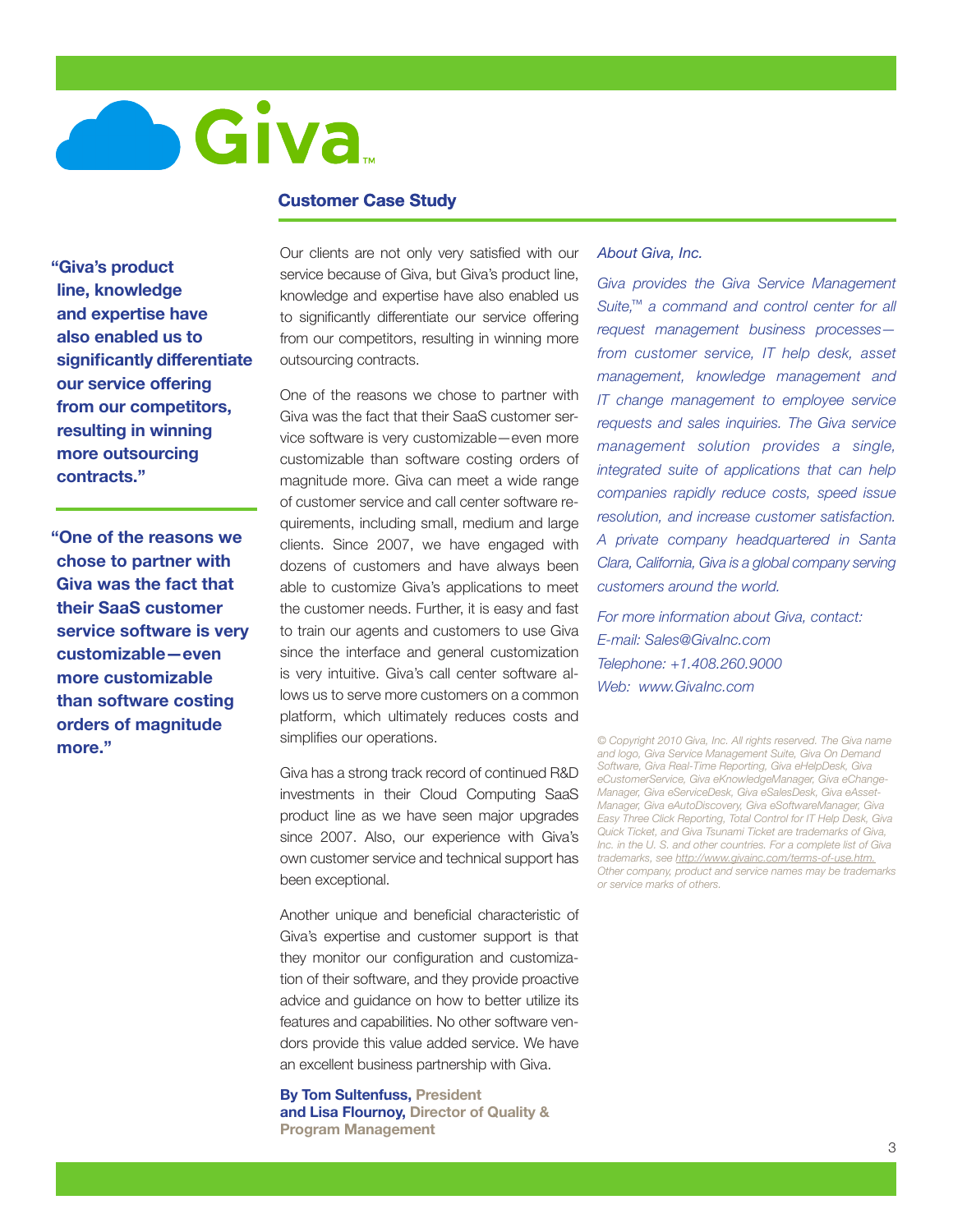Giva™

## Customer Case Study

**"Giva's product line, knowledge and expertise have also enabled us to significantly differentiate our service offering from our competitors, resulting in winning more outsourcing contracts."**

**"One of the reasons we chose to partner with Giva was the fact that their SaaS customer service software is very customizable—even more customizable than software costing orders of magnitude more."**

Our clients are not only very satisfied with our service because of Giva, but Giva's product line, knowledge and expertise have also enabled us to significantly differentiate our service offering from our competitors, resulting in winning more outsourcing contracts.

One of the reasons we chose to partner with Giva was the fact that their SaaS customer service software is very customizable—even more customizable than software costing orders of magnitude more. Giva can meet a wide range of customer service and call center software requirements, including small, medium and large clients. Since 2007, we have engaged with dozens of customers and have always been able to customize Giva's applications to meet the customer needs. Further, it is easy and fast to train our agents and customers to use Giva since the interface and general customization is very intuitive. Giva's call center software allows us to serve more customers on a common platform, which ultimately reduces costs and simplifies our operations.

Giva has a strong track record of continued R&D investments in their Cloud Computing SaaS product line as we have seen major upgrades since 2007. Also, our experience with Giva's own customer service and technical support has been exceptional.

Another unique and beneficial characteristic of Giva's expertise and customer support is that they monitor our configuration and customization of their software, and they provide proactive advice and guidance on how to better utilize its features and capabilities. No other software vendors provide this value added service. We have an excellent business partnership with Giva.

**By Tom Sultenfuss, President and Lisa Flournoy, Director of Quality & Program Management**

*About Giva, Inc.*

*Giva provides the Giva Service Management Suite,™ a command and control center for all request management business processes—from customer service, IT help desk, asset management, knowledge management and IT change management to employee service requests and sales inquiries. The Giva service management solution provides a single, integrated suite of applications that can help companies rapidly reduce costs, speed issue resolution, and increase customer satisfaction. A private company headquartered in Santa Clara, California, Giva is a global company serving customers around the world.*

*For more information about Giva, contact:*
*E-mail: Sales@GivaInc.com*
*Telephone: +1.408.260.9000*
*Web: www.GivaInc.com*

*© Copyright 2010 Giva, Inc. All rights reserved. The Giva name and logo, Giva Service Management Suite, Giva On Demand Software, Giva Real-Time Reporting, Giva eHelpDesk, Giva eCustomerService, Giva eKnowledgeManager, Giva eChange-Manager, Giva eServiceDesk, Giva eSalesDesk, Giva eAsset-Manager, Giva eAutoDiscovery, Giva eSoftwareManager, Giva Easy Three Click Reporting, Total Control for IT Help Desk, Giva Quick Ticket, and Giva Tsunami Ticket are trademarks of Giva, Inc. in the U. S. and other countries. For a complete list of Giva trademarks, see http://www.givainc.com/terms-of-use.htm. Other company, product and service names may be trademarks or service marks of others.*